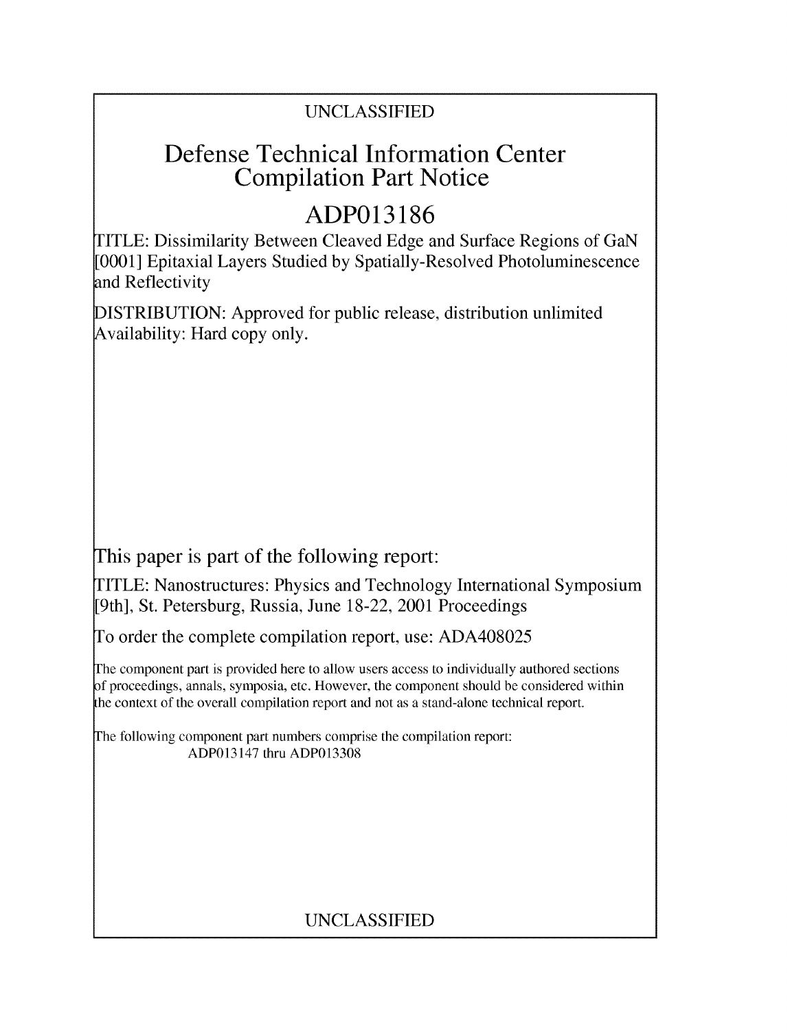UNCLASSIFIED

# Defense Technical Information Center Compilation Part Notice

## ADP013186

TITLE: Dissimilarity Between Cleaved Edge and Surface Regions of GaN [0001] Epitaxial Layers Studied by Spatially-Resolved Photoluminescence and Reflectivity

DISTRIBUTION: Approved for public release, distribution unlimited
Availability: Hard copy only.

This paper is part of the following report:

TITLE: Nanostructures: Physics and Technology International Symposium [9th], St. Petersburg, Russia, June 18-22, 2001 Proceedings

To order the complete compilation report, use: ADA408025

The component part is provided here to allow users access to individually authored sections of proceedings, annals, symposia, etc. However, the component should be considered within the context of the overall compilation report and not as a stand-alone technical report.

The following component part numbers comprise the compilation report:
ADP013147 thru ADP013308

UNCLASSIFIED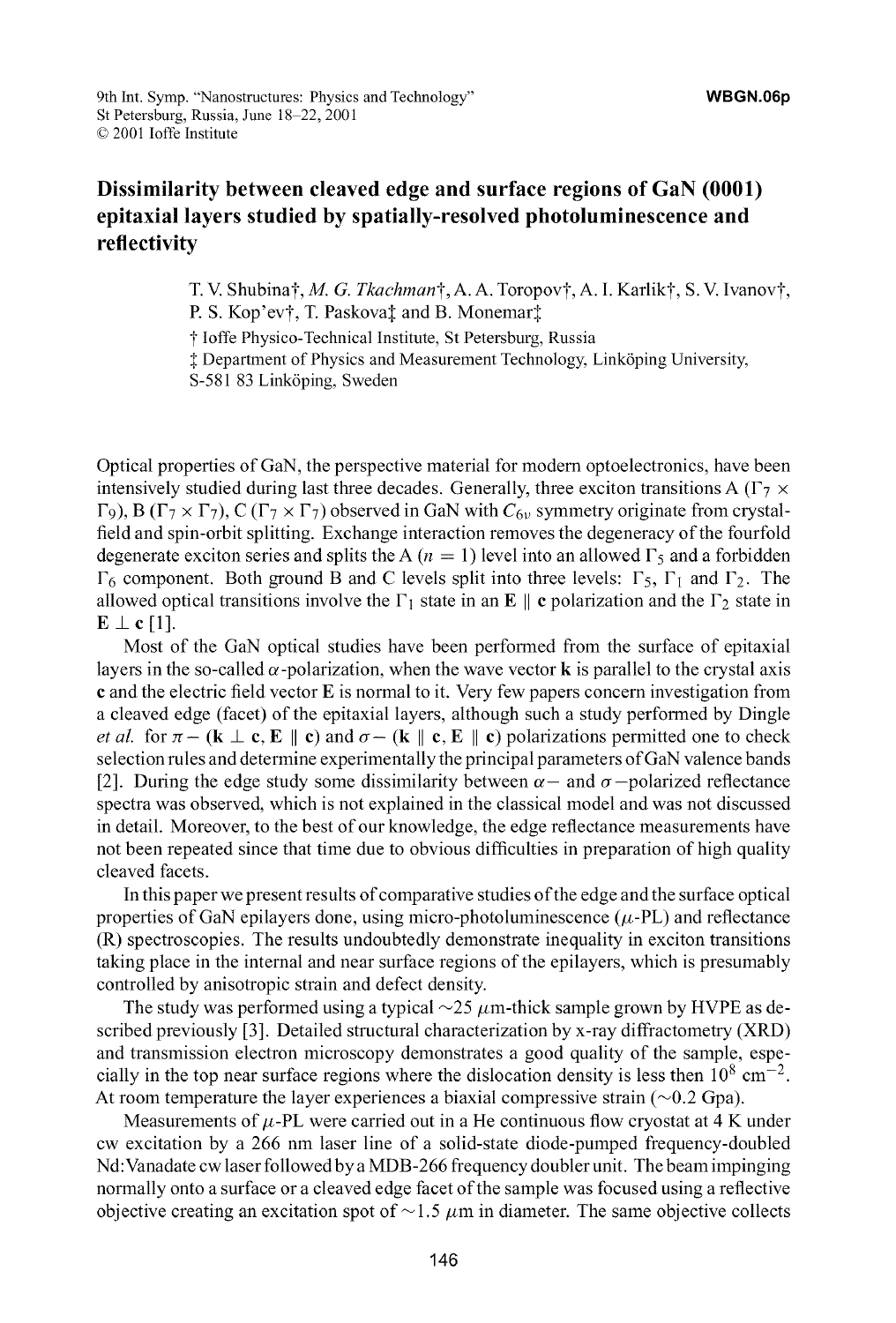# Dissimilarity between cleaved edge and surface regions of GaN (0001) epitaxial layers studied by spatially-resolved photoluminescence and reflectivity

T. V. Shubina†, *M. G. Tkachman*†, A. A. Toropov†, A. I. Karlik†, S. V. Ivanov†, P. S. Kop'ev†, T. Paskova‡ and B. Monemar‡

† Ioffe Physico-Technical Institute, St Petersburg, Russia

‡ Department of Physics and Measurement Technology, Linköping University, S-581 83 Linköping, Sweden

Optical properties of GaN, the perspective material for modern optoelectronics, have been intensively studied during last three decades. Generally, three exciton transitions A ($\Gamma_7 \times \Gamma_9$), B ($\Gamma_7 \times \Gamma_7$), C ($\Gamma_7 \times \Gamma_7$) observed in GaN with $C_{6v}$ symmetry originate from crystal-field and spin-orbit splitting. Exchange interaction removes the degeneracy of the fourfold degenerate exciton series and splits the A ($n = 1$) level into an allowed $\Gamma_5$ and a forbidden $\Gamma_6$ component. Both ground B and C levels split into three levels: $\Gamma_5$, $\Gamma_1$ and $\Gamma_2$. The allowed optical transitions involve the $\Gamma_1$ state in an $\mathbf{E} \parallel \mathbf{c}$ polarization and the $\Gamma_2$ state in $\mathbf{E} \perp \mathbf{c}$ [1].

Most of the GaN optical studies have been performed from the surface of epitaxial layers in the so-called $\alpha$-polarization, when the wave vector $\mathbf{k}$ is parallel to the crystal axis $\mathbf{c}$ and the electric field vector $\mathbf{E}$ is normal to it. Very few papers concern investigation from a cleaved edge (facet) of the epitaxial layers, although such a study performed by Dingle *et al.* for $\pi-$ ($\mathbf{k} \perp \mathbf{c}$, $\mathbf{E} \parallel \mathbf{c}$) and $\sigma-$ ($\mathbf{k} \parallel \mathbf{c}$, $\mathbf{E} \parallel \mathbf{c}$) polarizations permitted one to check selection rules and determine experimentally the principal parameters of GaN valence bands [2]. During the edge study some dissimilarity between $\alpha-$ and $\sigma-$polarized reflectance spectra was observed, which is not explained in the classical model and was not discussed in detail. Moreover, to the best of our knowledge, the edge reflectance measurements have not been repeated since that time due to obvious difficulties in preparation of high quality cleaved facets.

In this paper we present results of comparative studies of the edge and the surface optical properties of GaN epilayers done, using micro-photoluminescence ($\mu$-PL) and reflectance (R) spectroscopies. The results undoubtedly demonstrate inequality in exciton transitions taking place in the internal and near surface regions of the epilayers, which is presumably controlled by anisotropic strain and defect density.

The study was performed using a typical $\sim$25 $\mu$m-thick sample grown by HVPE as described previously [3]. Detailed structural characterization by x-ray diffractometry (XRD) and transmission electron microscopy demonstrates a good quality of the sample, especially in the top near surface regions where the dislocation density is less then $10^8$ cm$^{-2}$. At room temperature the layer experiences a biaxial compressive strain ($\sim$0.2 Gpa).

Measurements of $\mu$-PL were carried out in a He continuous flow cryostat at 4 K under cw excitation by a 266 nm laser line of a solid-state diode-pumped frequency-doubled Nd:Vanadate cw laser followed by a MDB-266 frequency doubler unit. The beam impinging normally onto a surface or a cleaved edge facet of the sample was focused using a reflective objective creating an excitation spot of $\sim$1.5 $\mu$m in diameter. The same objective collects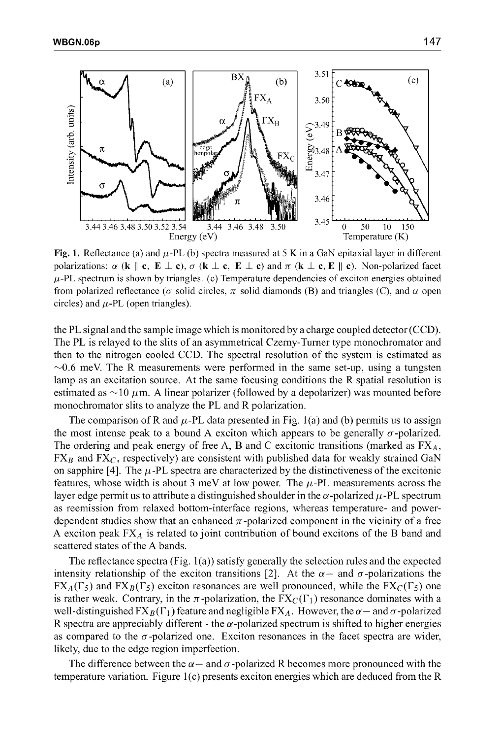**Fig. 1.** Reflectance (a) and $\mu$-PL (b) spectra measured at 5 K in a GaN epitaxial layer in different polarizations: $\alpha$ (**k** $\parallel$ **c**, **E** $\perp$ **c**), $\sigma$ (**k** $\perp$ **c**, **E** $\perp$ **c**) and $\pi$ (**k** $\perp$ **c**, **E** $\parallel$ **c**). Non-polarized facet $\mu$-PL spectrum is shown by triangles. (c) Temperature dependencies of exciton energies obtained from polarized reflectance ($\sigma$ solid circles, $\pi$ solid diamonds (B) and triangles (C), and $\alpha$ open circles) and $\mu$-PL (open triangles).

the PL signal and the sample image which is monitored by a charge coupled detector (CCD). The PL is relayed to the slits of an asymmetrical Czerny-Turner type monochromator and then to the nitrogen cooled CCD. The spectral resolution of the system is estimated as ~0.6 meV. The R measurements were performed in the same set-up, using a tungsten lamp as an excitation source. At the same focusing conditions the R spatial resolution is estimated as ~10 $\mu$m. A linear polarizer (followed by a depolarizer) was mounted before monochromator slits to analyze the PL and R polarization.

The comparison of R and $\mu$-PL data presented in Fig. 1(a) and (b) permits us to assign the most intense peak to a bound A exciton which appears to be generally $\sigma$-polarized. The ordering and peak energy of free A, B and C excitonic transitions (marked as $FX_A$, $FX_B$ and $FX_C$, respectively) are consistent with published data for weakly strained GaN on sapphire [4]. The $\mu$-PL spectra are characterized by the distinctiveness of the excitonic features, whose width is about 3 meV at low power. The $\mu$-PL measurements across the layer edge permit us to attribute a distinguished shoulder in the $\alpha$-polarized $\mu$-PL spectrum as reemission from relaxed bottom-interface regions, whereas temperature- and power-dependent studies show that an enhanced $\pi$-polarized component in the vicinity of a free A exciton peak $FX_A$ is related to joint contribution of bound excitons of the B band and scattered states of the A bands.

The reflectance spectra (Fig. 1(a)) satisfy generally the selection rules and the expected intensity relationship of the exciton transitions [2]. At the $\alpha-$ and $\sigma$-polarizations the $FX_A(\Gamma_5)$ and $FX_B(\Gamma_5)$ exciton resonances are well pronounced, while the $FX_C(\Gamma_5)$ one is rather weak. Contrary, in the $\pi$-polarization, the $FX_C(\Gamma_1)$ resonance dominates with a well-distinguished $FX_B(\Gamma_1)$ feature and negligible $FX_A$. However, the $\alpha-$ and $\sigma$-polarized R spectra are appreciably different - the $\alpha$-polarized spectrum is shifted to higher energies as compared to the $\sigma$-polarized one. Exciton resonances in the facet spectra are wider, likely, due to the edge region imperfection.

The difference between the $\alpha-$ and $\sigma$-polarized R becomes more pronounced with the temperature variation. Figure 1(c) presents exciton energies which are deduced from the R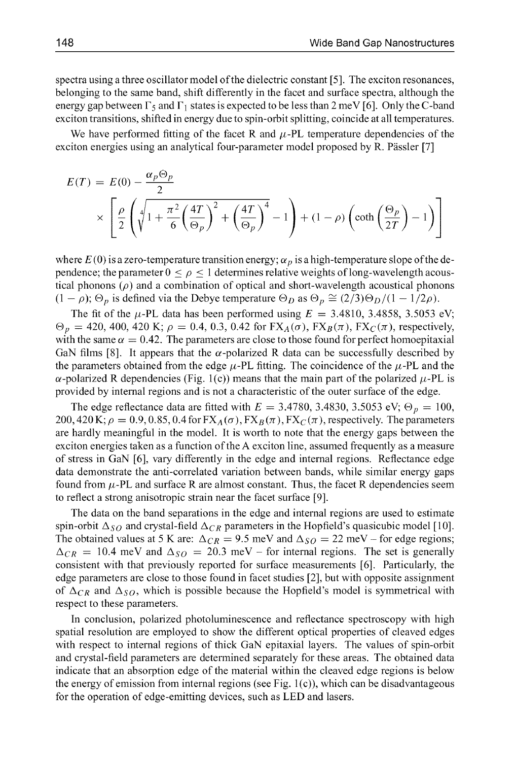spectra using a three oscillator model of the dielectric constant [5]. The exciton resonances, belonging to the same band, shift differently in the facet and surface spectra, although the energy gap between $\Gamma_5$ and $\Gamma_1$ states is expected to be less than 2 meV [6]. Only the C-band exciton transitions, shifted in energy due to spin-orbit splitting, coincide at all temperatures.

We have performed fitting of the facet R and $\mu$-PL temperature dependencies of the exciton energies using an analytical four-parameter model proposed by R. Pässler [7]

$$E(T) = E(0) - \frac{\alpha_p \Theta_p}{2} \times \left[ \frac{\rho}{2} \left( \sqrt[4]{1 + \frac{\pi^2}{6}\left(\frac{4T}{\Theta_p}\right)^2 + \left(\frac{4T}{\Theta_p}\right)^4} - 1 \right) + (1-\rho)\left( \coth\left(\frac{\Theta_p}{2T}\right) - 1 \right) \right]$$

where $E(0)$ is a zero-temperature transition energy; $\alpha_p$ is a high-temperature slope of the dependence; the parameter $0 \leq \rho \leq 1$ determines relative weights of long-wavelength acoustical phonons ($\rho$) and a combination of optical and short-wavelength acoustical phonons $(1 - \rho)$; $\Theta_p$ is defined via the Debye temperature $\Theta_D$ as $\Theta_p \cong (2/3)\Theta_D/(1 - 1/2\rho)$.

The fit of the $\mu$-PL data has been performed using $E = 3.4810, 3.4858, 3.5053$ eV; $\Theta_p = 420, 400, 420$ K; $\rho = 0.4, 0.3, 0.42$ for $FX_A(\sigma)$, $FX_B(\pi)$, $FX_C(\pi)$, respectively, with the same $\alpha = 0.42$. The parameters are close to those found for perfect homoepitaxial GaN films [8]. It appears that the $\alpha$-polarized R data can be successfully described by the parameters obtained from the edge $\mu$-PL fitting. The coincidence of the $\mu$-PL and the $\alpha$-polarized R dependencies (Fig. 1(c)) means that the main part of the polarized $\mu$-PL is provided by internal regions and is not a characteristic of the outer surface of the edge.

The edge reflectance data are fitted with $E = 3.4780, 3.4830, 3.5053$ eV; $\Theta_p = 100, 200, 420$ K; $\rho = 0.9, 0.85, 0.4$ for $FX_A(\sigma)$, $FX_B(\pi)$, $FX_C(\pi)$, respectively. The parameters are hardly meaningful in the model. It is worth to note that the energy gaps between the exciton energies taken as a function of the A exciton line, assumed frequently as a measure of stress in GaN [6], vary differently in the edge and internal regions. Reflectance edge data demonstrate the anti-correlated variation between bands, while similar energy gaps found from $\mu$-PL and surface R are almost constant. Thus, the facet R dependencies seem to reflect a strong anisotropic strain near the facet surface [9].

The data on the band separations in the edge and internal regions are used to estimate spin-orbit $\Delta_{SO}$ and crystal-field $\Delta_{CR}$ parameters in the Hopfield's quasicubic model [10]. The obtained values at 5 K are: $\Delta_{CR} = 9.5$ meV and $\Delta_{SO} = 22$ meV – for edge regions; $\Delta_{CR} = 10.4$ meV and $\Delta_{SO} = 20.3$ meV – for internal regions. The set is generally consistent with that previously reported for surface measurements [6]. Particularly, the edge parameters are close to those found in facet studies [2], but with opposite assignment of $\Delta_{CR}$ and $\Delta_{SO}$, which is possible because the Hopfield's model is symmetrical with respect to these parameters.

In conclusion, polarized photoluminescence and reflectance spectroscopy with high spatial resolution are employed to show the different optical properties of cleaved edges with respect to internal regions of thick GaN epitaxial layers. The values of spin-orbit and crystal-field parameters are determined separately for these areas. The obtained data indicate that an absorption edge of the material within the cleaved edge regions is below the energy of emission from internal regions (see Fig. 1(c)), which can be disadvantageous for the operation of edge-emitting devices, such as LED and lasers.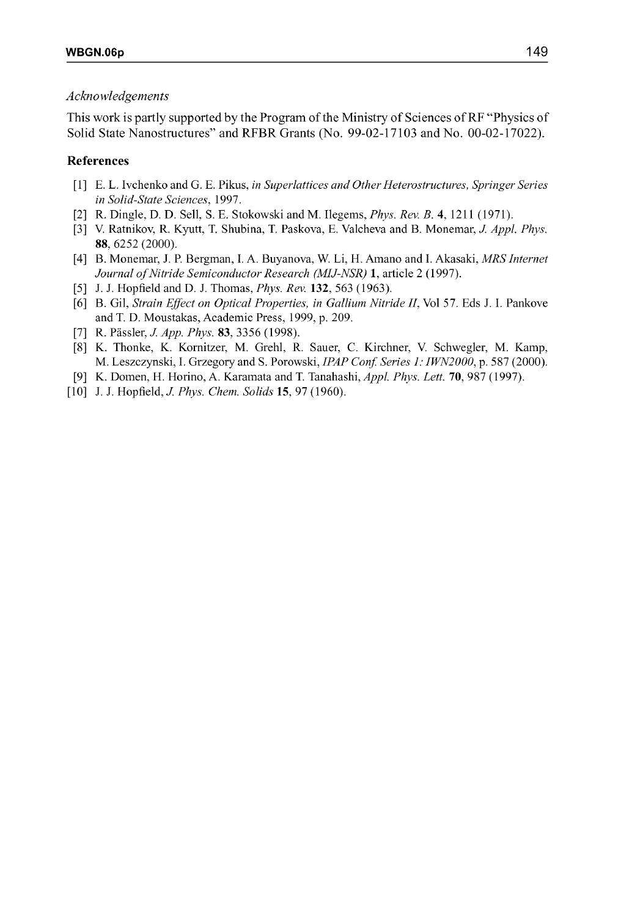*Acknowledgements*

This work is partly supported by the Program of the Ministry of Sciences of RF "Physics of Solid State Nanostructures" and RFBR Grants (No. 99-02-17103 and No. 00-02-17022).

## References

[1] E. L. Ivchenko and G. E. Pikus, *in Superlattices and Other Heterostructures, Springer Series in Solid-State Sciences*, 1997.

[2] R. Dingle, D. D. Sell, S. E. Stokowski and M. Ilegems, *Phys. Rev. B.* **4**, 1211 (1971).

[3] V. Ratnikov, R. Kyutt, T. Shubina, T. Paskova, E. Valcheva and B. Monemar, *J. Appl. Phys.* **88**, 6252 (2000).

[4] B. Monemar, J. P. Bergman, I. A. Buyanova, W. Li, H. Amano and I. Akasaki, *MRS Internet Journal of Nitride Semiconductor Research (MIJ-NSR)* **1**, article 2 (1997).

[5] J. J. Hopfield and D. J. Thomas, *Phys. Rev.* **132**, 563 (1963).

[6] B. Gil, *Strain Effect on Optical Properties, in Gallium Nitride II*, Vol 57. Eds J. I. Pankove and T. D. Moustakas, Academic Press, 1999, p. 209.

[7] R. Pässler, *J. App. Phys.* **83**, 3356 (1998).

[8] K. Thonke, K. Kornitzer, M. Grehl, R. Sauer, C. Kirchner, V. Schwegler, M. Kamp, M. Leszczynski, I. Grzegory and S. Porowski, *IPAP Conf. Series 1: IWN2000*, p. 587 (2000).

[9] K. Domen, H. Horino, A. Karamata and T. Tanahashi, *Appl. Phys. Lett.* **70**, 987 (1997).

[10] J. J. Hopfield, *J. Phys. Chem. Solids* **15**, 97 (1960).